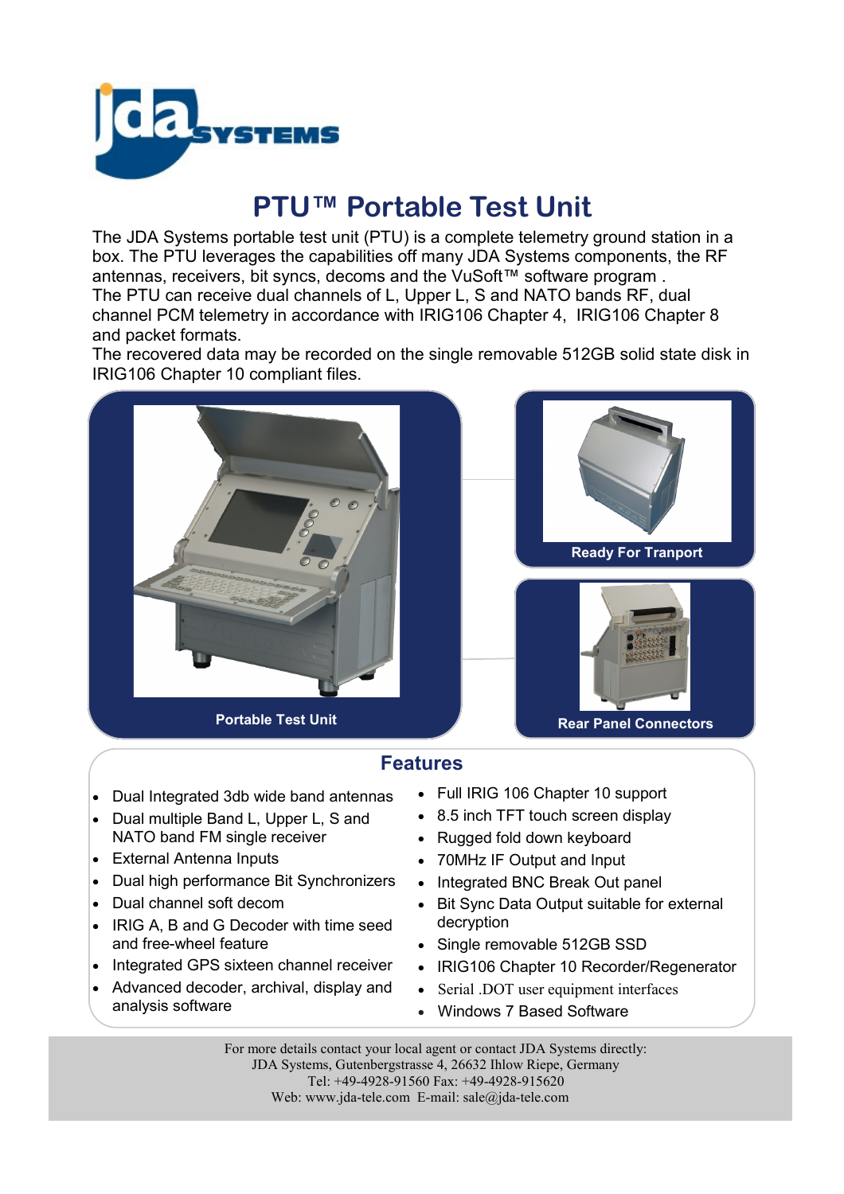# PTU™ Portable Test Unit

The JDA Systems portable test unit (PTU) is a complete telemetry ground station in a box. The PTU leverages the capabilities off many JDA Systems components, the RF antennas, receivers, bit syncs, decoms and the VuSoft™ software program .
The PTU can receive dual channels of L, Upper L, S and NATO bands RF, dual channel PCM telemetry in accordance with IRIG106 Chapter 4, IRIG106 Chapter 8 and packet formats.
The recovered data may be recorded on the single removable 512GB solid state disk in IRIG106 Chapter 10 compliant files.

Portable Test Unit

Ready For Tranport

Rear Panel Connectors

## Features

- Dual Integrated 3db wide band antennas
- Dual multiple Band L, Upper L, S and NATO band FM single receiver
- External Antenna Inputs
- Dual high performance Bit Synchronizers
- Dual channel soft decom
- IRIG A, B and G Decoder with time seed and free-wheel feature
- Integrated GPS sixteen channel receiver
- Advanced decoder, archival, display and analysis software
- Full IRIG 106 Chapter 10 support
- 8.5 inch TFT touch screen display
- Rugged fold down keyboard
- 70MHz IF Output and Input
- Integrated BNC Break Out panel
- Bit Sync Data Output suitable for external decryption
- Single removable 512GB SSD
- IRIG106 Chapter 10 Recorder/Regenerator
- Serial .DOT user equipment interfaces
- Windows 7 Based Software

For more details contact your local agent or contact JDA Systems directly:
JDA Systems, Gutenbergstrasse 4, 26632 Ihlow Riepe, Germany
Tel: +49-4928-91560 Fax: +49-4928-915620
Web: www.jda-tele.com E-mail: sale@jda-tele.com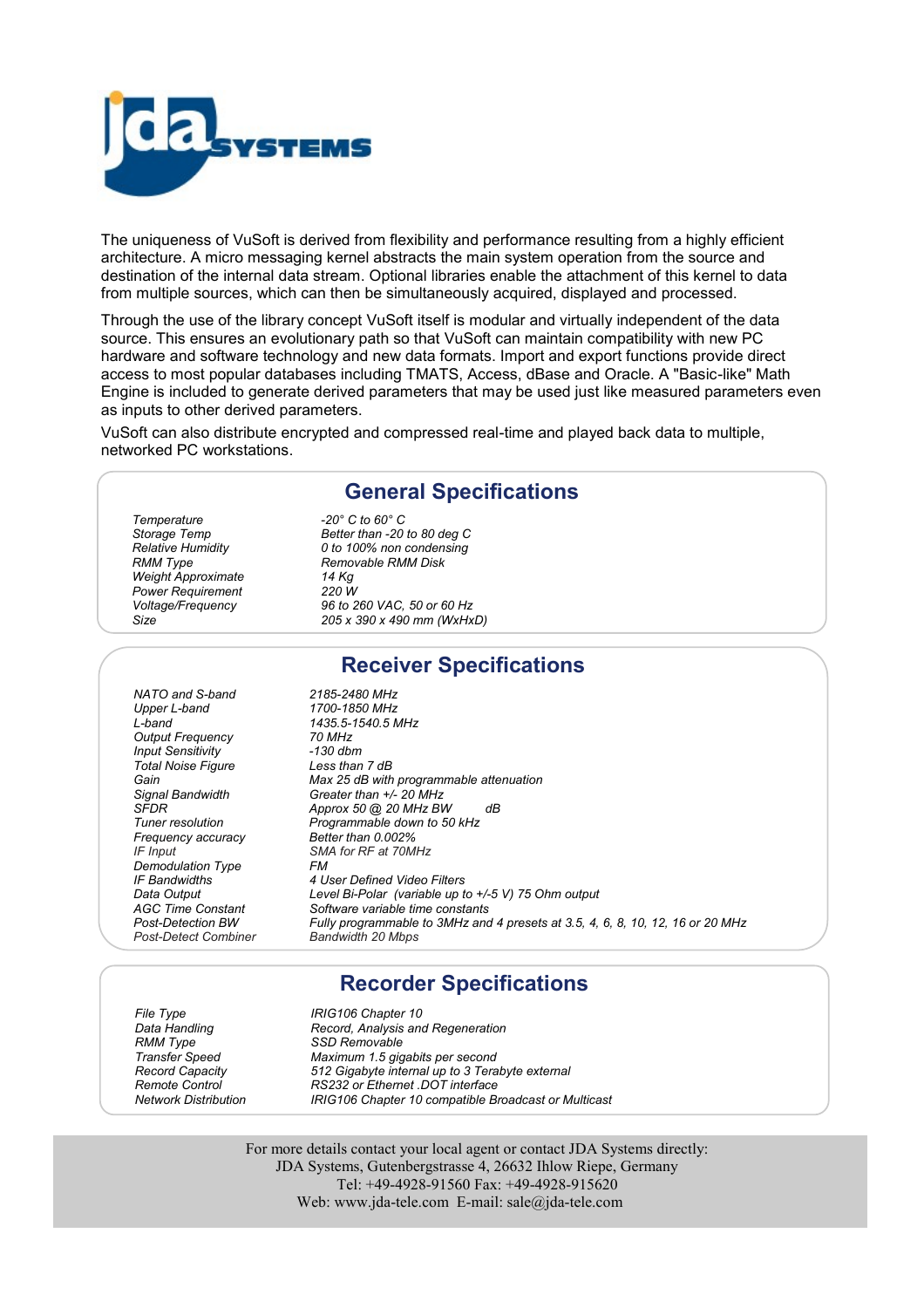JDA SYSTEMS

The uniqueness of VuSoft is derived from flexibility and performance resulting from a highly efficient architecture. A micro messaging kernel abstracts the main system operation from the source and destination of the internal data stream. Optional libraries enable the attachment of this kernel to data from multiple sources, which can then be simultaneously acquired, displayed and processed.

Through the use of the library concept VuSoft itself is modular and virtually independent of the data source. This ensures an evolutionary path so that VuSoft can maintain compatibility with new PC hardware and software technology and new data formats. Import and export functions provide direct access to most popular databases including TMATS, Access, dBase and Oracle. A "Basic-like" Math Engine is included to generate derived parameters that may be used just like measured parameters even as inputs to other derived parameters.

VuSoft can also distribute encrypted and compressed real-time and played back data to multiple, networked PC workstations.

## General Specifications

| | |
|---|---|
| *Temperature* | *-20° C to 60° C* |
| *Storage Temp* | *Better than -20 to 80 deg C* |
| *Relative Humidity* | *0 to 100% non condensing* |
| *RMM Type* | *Removable RMM Disk* |
| *Weight Approximate* | *14 Kg* |
| *Power Requirement* | *220 W* |
| *Voltage/Frequency* | *96 to 260 VAC, 50 or 60 Hz* |
| *Size* | *205 x 390 x 490 mm (WxHxD)* |

## Receiver Specifications

| | |
|---|---|
| *NATO and S-band* | *2185-2480 MHz* |
| *Upper L-band* | *1700-1850 MHz* |
| *L-band* | *1435.5-1540.5 MHz* |
| *Output Frequency* | *70 MHz* |
| *Input Sensitivity* | *-130 dbm* |
| *Total Noise Figure* | *Less than 7 dB* |
| *Gain* | *Max 25 dB with programmable attenuation* |
| *Signal Bandwidth* | *Greater than +/- 20 MHz* |
| *SFDR* | *Approx 50 @ 20 MHz BW dB* |
| *Tuner resolution* | *Programmable down to 50 kHz* |
| *Frequency accuracy* | *Better than 0.002%* |
| *IF Input* | *SMA for RF at 70MHz* |
| *Demodulation Type* | *FM* |
| *IF Bandwidths* | *4 User Defined Video Filters* |
| *Data Output* | *Level Bi-Polar (variable up to +/-5 V) 75 Ohm output* |
| *AGC Time Constant* | *Software variable time constants* |
| *Post-Detection BW* | *Fully programmable to 3MHz and 4 presets at 3.5, 4, 6, 8, 10, 12, 16 or 20 MHz* |
| *Post-Detect Combiner* | *Bandwidth 20 Mbps* |

## Recorder Specifications

| | |
|---|---|
| *File Type* | *IRIG106 Chapter 10* |
| *Data Handling* | *Record, Analysis and Regeneration* |
| *RMM Type* | *SSD Removable* |
| *Transfer Speed* | *Maximum 1.5 gigabits per second* |
| *Record Capacity* | *512 Gigabyte internal up to 3 Terabyte external* |
| *Remote Control* | *RS232 or Ethernet .DOT interface* |
| *Network Distribution* | *IRIG106 Chapter 10 compatible Broadcast or Multicast* |

For more details contact your local agent or contact JDA Systems directly:
JDA Systems, Gutenbergstrasse 4, 26632 Ihlow Riepe, Germany
Tel: +49-4928-91560 Fax: +49-4928-915620
Web: www.jda-tele.com E-mail: sale@jda-tele.com